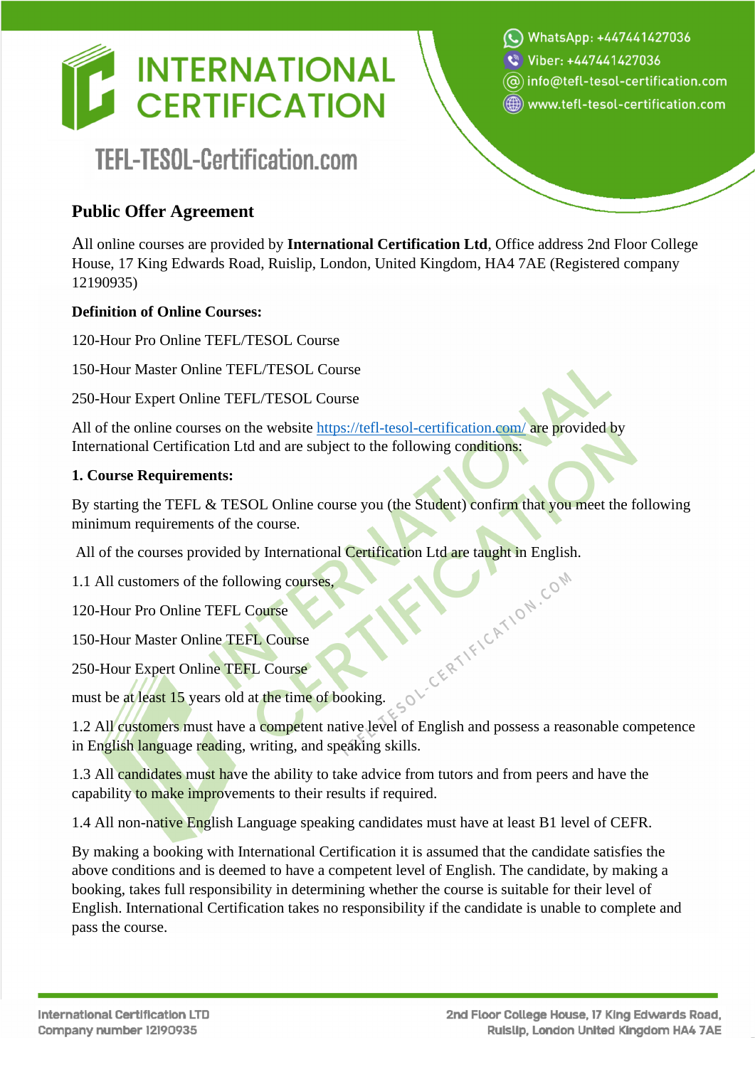# Public Offer Agreement

All online courses are provided by **International Certification Ltd**, Office address 2nd Floor College House, 17 King Edwards Road, Ruislip, London, United Kingdom, HA4 7AE (Registered company 12190935)

**Definition of Online Courses:**

120-Hour Pro Online TEFL/TESOL Course

150-Hour Master Online TEFL/TESOL Course

250-Hour Expert Online TEFL/TESOL Course

All of the online courses on the website [https://tefl-tesol-certification.com/](https://tefl-tesol-certification.com/) are provided by International Certification Ltd and are subject to the following conditions:

**1. Course Requirements:**

By starting the TEFL & TESOL Online course you (the Student) confirm that you meet the following minimum requirements of the course.

All of the courses provided by International Certification Ltd are taught in English.

1.1 All customers of the following courses,

120-Hour Pro Online TEFL Course

150-Hour Master Online TEFL Course

250-Hour Expert Online TEFL Course

must be at least 15 years old at the time of booking.

1.2 All customers must have a competent native level of English and possess a reasonable competence in English language reading, writing, and speaking skills.

1.3 All candidates must have the ability to take advice from tutors and from peers and have the capability to make improvements to their results if required.

1.4 All non-native English Language speaking candidates must have at least B1 level of CEFR.

By making a booking with International Certification it is assumed that the candidate satisfies the above conditions and is deemed to have a competent level of English. The candidate, by making a booking, takes full responsibility in determining whether the course is suitable for their level of English. International Certification takes no responsibility if the candidate is unable to complete and pass the course.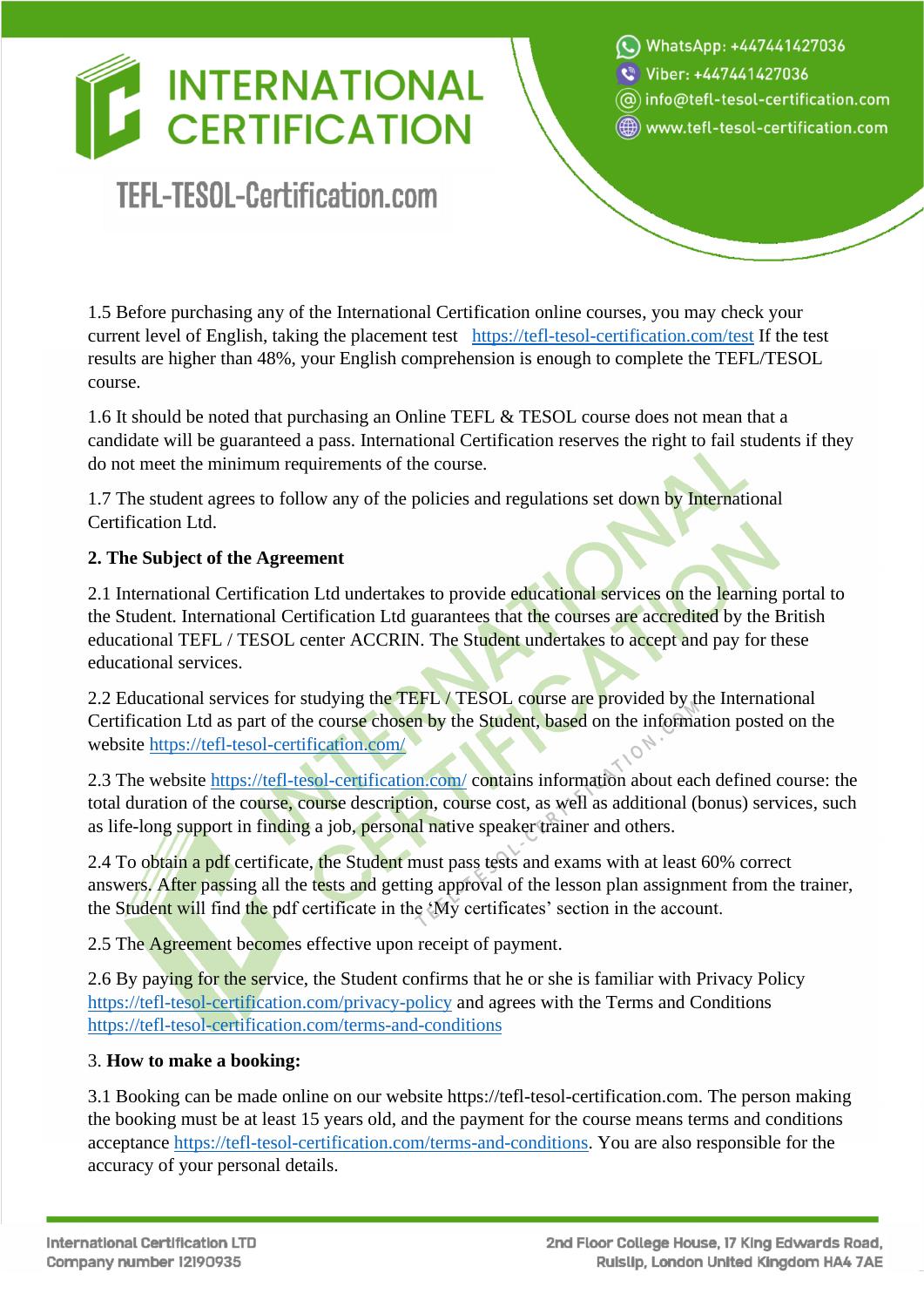1.5 Before purchasing any of the International Certification online courses, you may check your current level of English, taking the placement test [https://tefl-tesol-certification.com/test](https://tefl-tesol-certification.com/test) If the test results are higher than 48%, your English comprehension is enough to complete the TEFL/TESOL course.

1.6 It should be noted that purchasing an Online TEFL & TESOL course does not mean that a candidate will be guaranteed a pass. International Certification reserves the right to fail students if they do not meet the minimum requirements of the course.

1.7 The student agrees to follow any of the policies and regulations set down by International Certification Ltd.

**2. The Subject of the Agreement**

2.1 International Certification Ltd undertakes to provide educational services on the learning portal to the Student. International Certification Ltd guarantees that the courses are accredited by the British educational TEFL / TESOL center ACCRIN. The Student undertakes to accept and pay for these educational services.

2.2 Educational services for studying the TEFL / TESOL course are provided by the International Certification Ltd as part of the course chosen by the Student, based on the information posted on the website [https://tefl-tesol-certification.com/](https://tefl-tesol-certification.com/)

2.3 The website [https://tefl-tesol-certification.com/](https://tefl-tesol-certification.com/) contains information about each defined course: the total duration of the course, course description, course cost, as well as additional (bonus) services, such as life-long support in finding a job, personal native speaker trainer and others.

2.4 To obtain a pdf certificate, the Student must pass tests and exams with at least 60% correct answers. After passing all the tests and getting approval of the lesson plan assignment from the trainer, the Student will find the pdf certificate in the 'My certificates' section in the account.

2.5 The Agreement becomes effective upon receipt of payment.

2.6 By paying for the service, the Student confirms that he or she is familiar with Privacy Policy [https://tefl-tesol-certification.com/privacy-policy](https://tefl-tesol-certification.com/privacy-policy) and agrees with the Terms and Conditions [https://tefl-tesol-certification.com/terms-and-conditions](https://tefl-tesol-certification.com/terms-and-conditions)

3. **How to make a booking:**

3.1 Booking can be made online on our website https://tefl-tesol-certification.com. The person making the booking must be at least 15 years old, and the payment for the course means terms and conditions acceptance [https://tefl-tesol-certification.com/terms-and-conditions](https://tefl-tesol-certification.com/terms-and-conditions). You are also responsible for the accuracy of your personal details.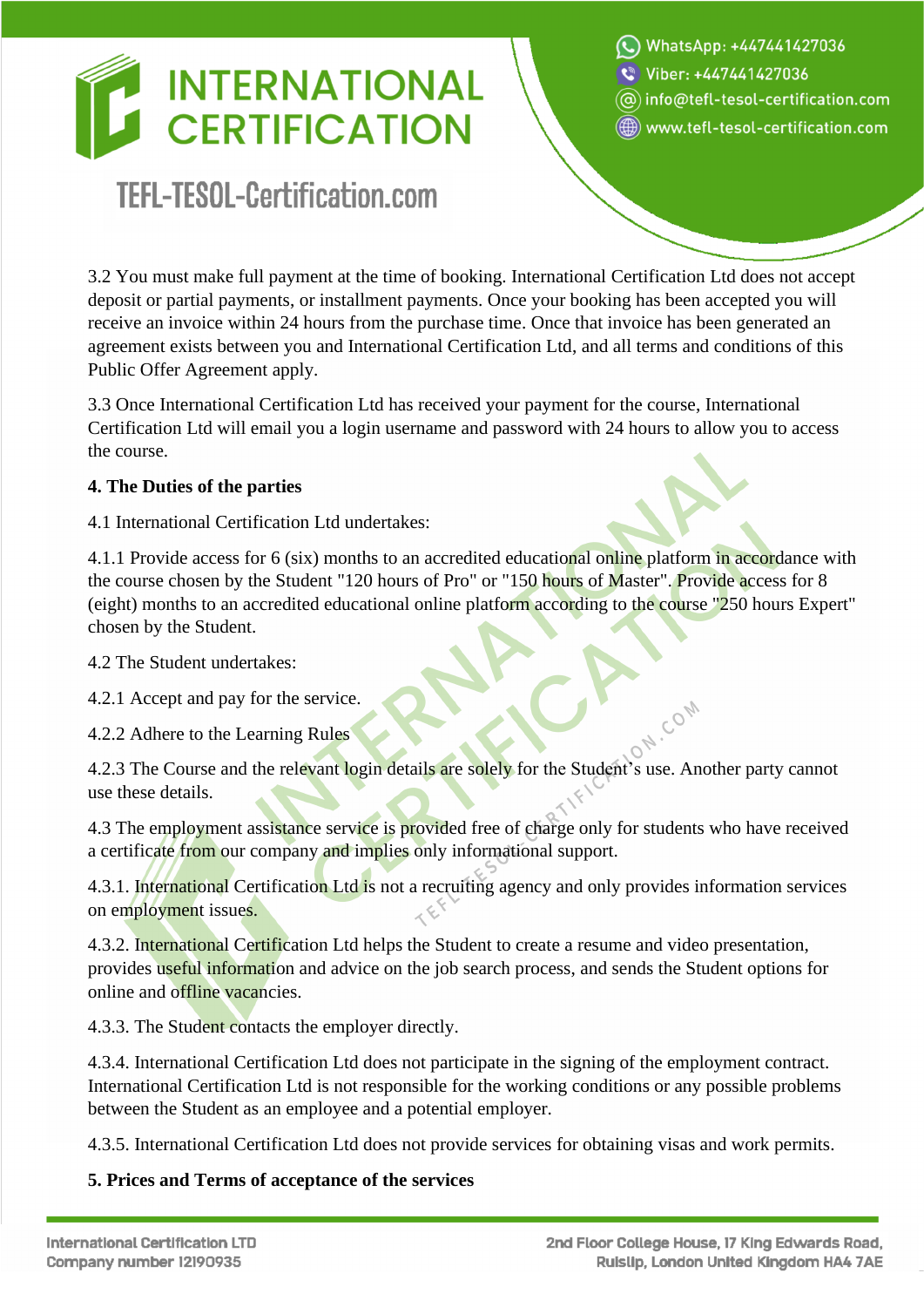3.2 You must make full payment at the time of booking. International Certification Ltd does not accept deposit or partial payments, or installment payments. Once your booking has been accepted you will receive an invoice within 24 hours from the purchase time. Once that invoice has been generated an agreement exists between you and International Certification Ltd, and all terms and conditions of this Public Offer Agreement apply.

3.3 Once International Certification Ltd has received your payment for the course, International Certification Ltd will email you a login username and password with 24 hours to allow you to access the course.

**4. The Duties of the parties**

4.1 International Certification Ltd undertakes:

4.1.1 Provide access for 6 (six) months to an accredited educational online platform in accordance with the course chosen by the Student "120 hours of Pro" or "150 hours of Master". Provide access for 8 (eight) months to an accredited educational online platform according to the course "250 hours Expert" chosen by the Student.

4.2 The Student undertakes:

4.2.1 Accept and pay for the service.

4.2.2 Adhere to the Learning Rules

4.2.3 The Course and the relevant login details are solely for the Student's use. Another party cannot use these details.

4.3 The employment assistance service is provided free of charge only for students who have received a certificate from our company and implies only informational support.

4.3.1. International Certification Ltd is not a recruiting agency and only provides information services on employment issues.

4.3.2. International Certification Ltd helps the Student to create a resume and video presentation, provides useful information and advice on the job search process, and sends the Student options for online and offline vacancies.

4.3.3. The Student contacts the employer directly.

4.3.4. International Certification Ltd does not participate in the signing of the employment contract. International Certification Ltd is not responsible for the working conditions or any possible problems between the Student as an employee and a potential employer.

4.3.5. International Certification Ltd does not provide services for obtaining visas and work permits.

**5. Prices and Terms of acceptance of the services**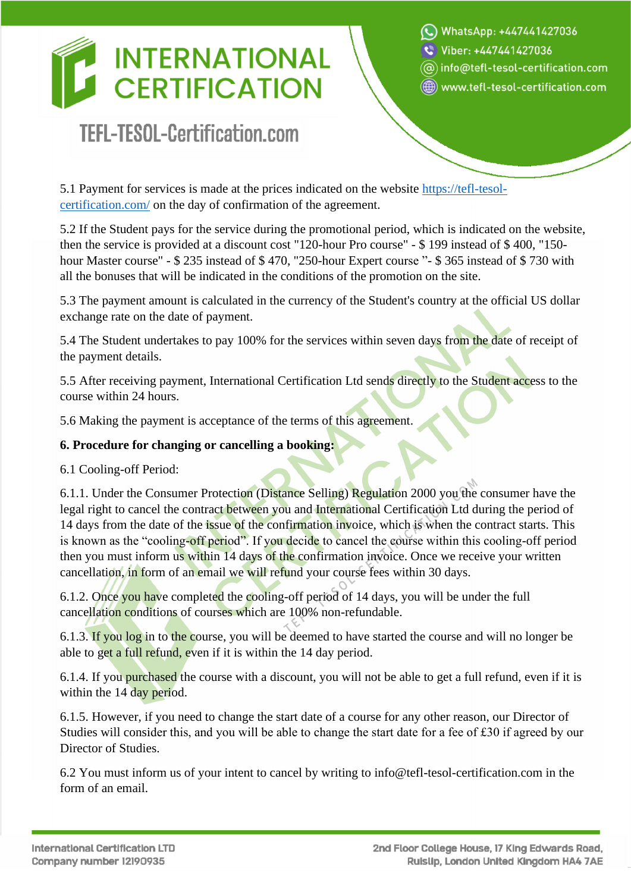5.1 Payment for services is made at the prices indicated on the website [https://tefl-tesol-certification.com/](https://tefl-tesol-certification.com/) on the day of confirmation of the agreement.

5.2 If the Student pays for the service during the promotional period, which is indicated on the website, then the service is provided at a discount cost "120-hour Pro course" - $ 199 instead of $ 400, "150-hour Master course" - $ 235 instead of $ 470, "250-hour Expert course ”- $ 365 instead of $ 730 with all the bonuses that will be indicated in the conditions of the promotion on the site.

5.3 The payment amount is calculated in the currency of the Student's country at the official US dollar exchange rate on the date of payment.

5.4 The Student undertakes to pay 100% for the services within seven days from the date of receipt of the payment details.

5.5 After receiving payment, International Certification Ltd sends directly to the Student access to the course within 24 hours.

5.6 Making the payment is acceptance of the terms of this agreement.

**6. Procedure for changing or cancelling a booking:**

6.1 Cooling-off Period:

6.1.1. Under the Consumer Protection (Distance Selling) Regulation 2000 you the consumer have the legal right to cancel the contract between you and International Certification Ltd during the period of 14 days from the date of the issue of the confirmation invoice, which is when the contract starts. This is known as the “cooling-off period”. If you decide to cancel the course within this cooling-off period then you must inform us within 14 days of the confirmation invoice. Once we receive your written cancellation, in form of an email we will refund your course fees within 30 days.

6.1.2. Once you have completed the cooling-off period of 14 days, you will be under the full cancellation conditions of courses which are 100% non-refundable.

6.1.3. If you log in to the course, you will be deemed to have started the course and will no longer be able to get a full refund, even if it is within the 14 day period.

6.1.4. If you purchased the course with a discount, you will not be able to get a full refund, even if it is within the 14 day period.

6.1.5. However, if you need to change the start date of a course for any other reason, our Director of Studies will consider this, and you will be able to change the start date for a fee of £30 if agreed by our Director of Studies.

6.2 You must inform us of your intent to cancel by writing to info@tefl-tesol-certification.com in the form of an email.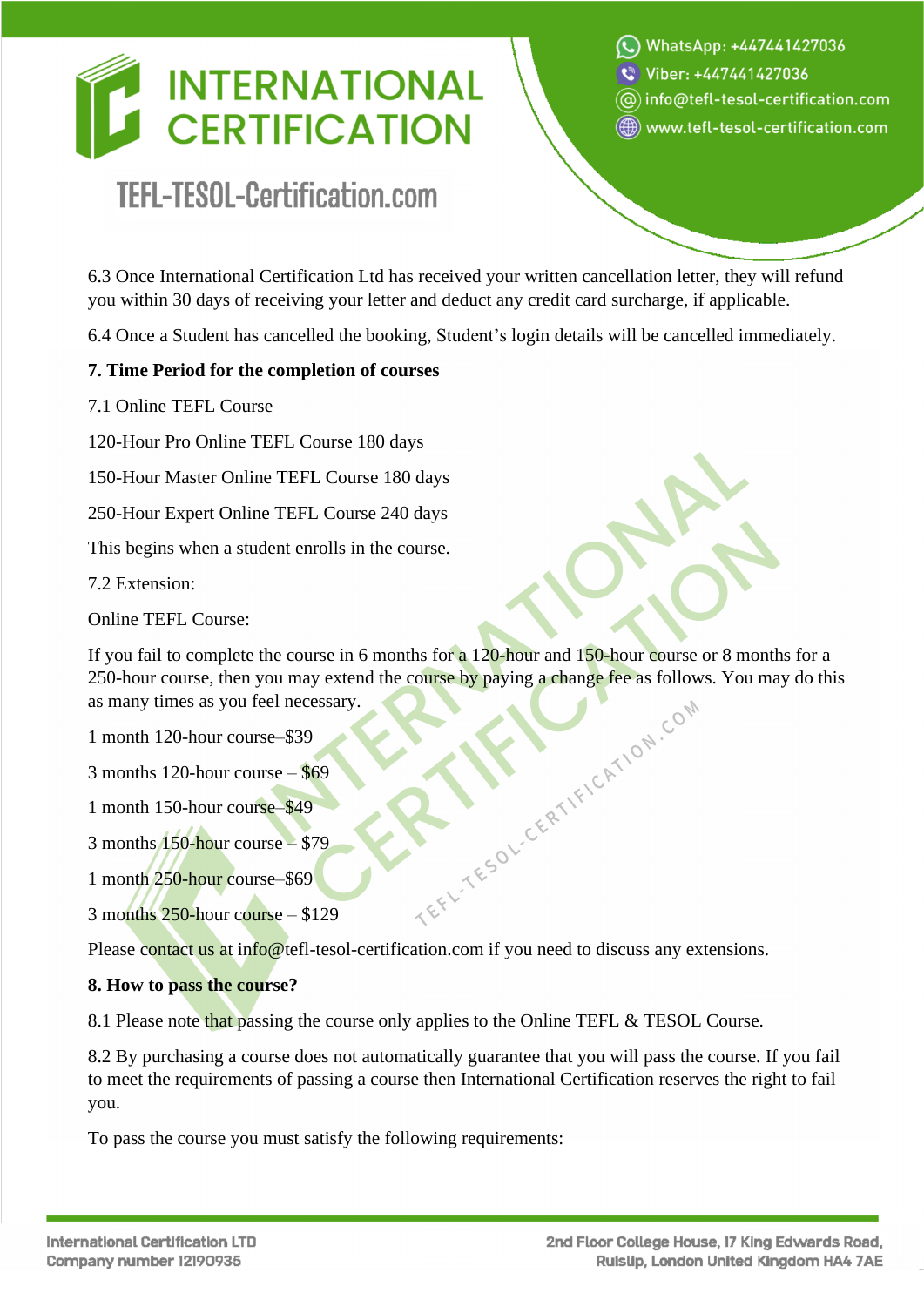6.3 Once International Certification Ltd has received your written cancellation letter, they will refund you within 30 days of receiving your letter and deduct any credit card surcharge, if applicable.

6.4 Once a Student has cancelled the booking, Student's login details will be cancelled immediately.

**7. Time Period for the completion of courses**

7.1 Online TEFL Course

120-Hour Pro Online TEFL Course 180 days

150-Hour Master Online TEFL Course 180 days

250-Hour Expert Online TEFL Course 240 days

This begins when a student enrolls in the course.

7.2 Extension:

Online TEFL Course:

If you fail to complete the course in 6 months for a 120-hour and 150-hour course or 8 months for a 250-hour course, then you may extend the course by paying a change fee as follows. You may do this as many times as you feel necessary.

1 month 120-hour course–$39

3 months 120-hour course – $69

1 month 150-hour course–$49

3 months 150-hour course – $79

1 month 250-hour course–$69

3 months 250-hour course – $129

Please contact us at info@tefl-tesol-certification.com if you need to discuss any extensions.

**8. How to pass the course?**

8.1 Please note that passing the course only applies to the Online TEFL & TESOL Course.

8.2 By purchasing a course does not automatically guarantee that you will pass the course. If you fail to meet the requirements of passing a course then International Certification reserves the right to fail you.

To pass the course you must satisfy the following requirements: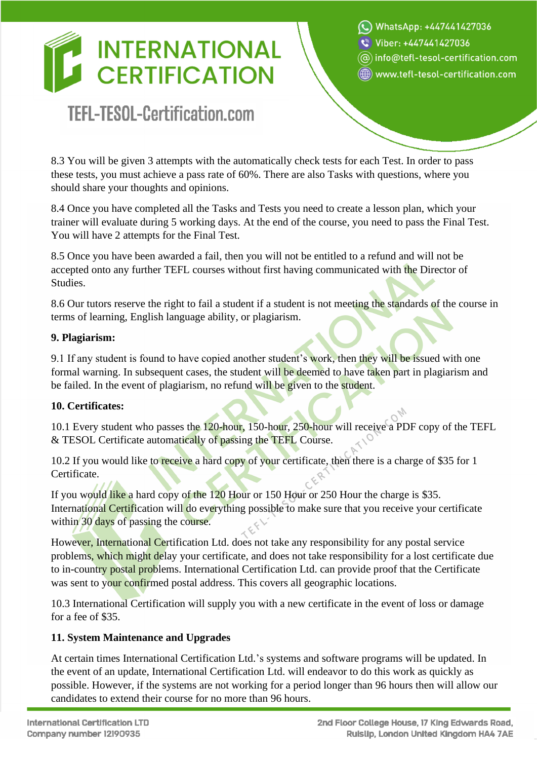8.3 You will be given 3 attempts with the automatically check tests for each Test. In order to pass these tests, you must achieve a pass rate of 60%. There are also Tasks with questions, where you should share your thoughts and opinions.

8.4 Once you have completed all the Tasks and Tests you need to create a lesson plan, which your trainer will evaluate during 5 working days. At the end of the course, you need to pass the Final Test. You will have 2 attempts for the Final Test.

8.5 Once you have been awarded a fail, then you will not be entitled to a refund and will not be accepted onto any further TEFL courses without first having communicated with the Director of Studies.

8.6 Our tutors reserve the right to fail a student if a student is not meeting the standards of the course in terms of learning, English language ability, or plagiarism.

**9. Plagiarism:**

9.1 If any student is found to have copied another student's work, then they will be issued with one formal warning. In subsequent cases, the student will be deemed to have taken part in plagiarism and be failed. In the event of plagiarism, no refund will be given to the student.

**10. Certificates:**

10.1 Every student who passes the 120-hour, 150-hour, 250-hour will receive a PDF copy of the TEFL & TESOL Certificate automatically of passing the TEFL Course.

10.2 If you would like to receive a hard copy of your certificate, then there is a charge of $35 for 1 Certificate.

If you would like a hard copy of the 120 Hour or 150 Hour or 250 Hour the charge is $35. International Certification will do everything possible to make sure that you receive your certificate within 30 days of passing the course.

However, International Certification Ltd. does not take any responsibility for any postal service problems, which might delay your certificate, and does not take responsibility for a lost certificate due to in-country postal problems. International Certification Ltd. can provide proof that the Certificate was sent to your confirmed postal address. This covers all geographic locations.

10.3 International Certification will supply you with a new certificate in the event of loss or damage for a fee of $35.

**11. System Maintenance and Upgrades**

At certain times International Certification Ltd.'s systems and software programs will be updated. In the event of an update, International Certification Ltd. will endeavor to do this work as quickly as possible. However, if the systems are not working for a period longer than 96 hours then will allow our candidates to extend their course for no more than 96 hours.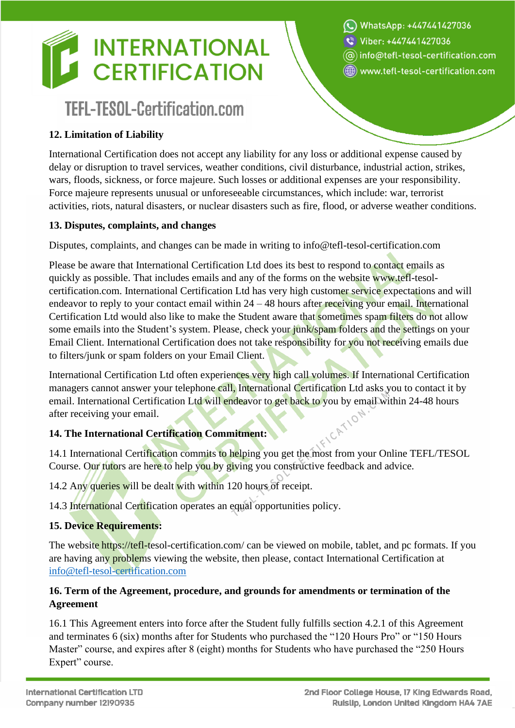## 12. Limitation of Liability

International Certification does not accept any liability for any loss or additional expense caused by delay or disruption to travel services, weather conditions, civil disturbance, industrial action, strikes, wars, floods, sickness, or force majeure. Such losses or additional expenses are your responsibility. Force majeure represents unusual or unforeseeable circumstances, which include: war, terrorist activities, riots, natural disasters, or nuclear disasters such as fire, flood, or adverse weather conditions.

## 13. Disputes, complaints, and changes

Disputes, complaints, and changes can be made in writing to info@tefl-tesol-certification.com

Please be aware that International Certification Ltd does its best to respond to contact emails as quickly as possible. That includes emails and any of the forms on the website www.tefl-tesol-certification.com. International Certification Ltd has very high customer service expectations and will endeavor to reply to your contact email within 24 – 48 hours after receiving your email. International Certification Ltd would also like to make the Student aware that sometimes spam filters do not allow some emails into the Student's system. Please, check your junk/spam folders and the settings on your Email Client. International Certification does not take responsibility for you not receiving emails due to filters/junk or spam folders on your Email Client.

International Certification Ltd often experiences very high call volumes. If International Certification managers cannot answer your telephone call, International Certification Ltd asks you to contact it by email. International Certification Ltd will endeavor to get back to you by email within 24-48 hours after receiving your email.

## 14. The International Certification Commitment:

14.1 International Certification commits to helping you get the most from your Online TEFL/TESOL Course. Our tutors are here to help you by giving you constructive feedback and advice.

14.2 Any queries will be dealt with within 120 hours of receipt.

14.3 International Certification operates an equal opportunities policy.

## 15. Device Requirements:

The website https://tefl-tesol-certification.com/ can be viewed on mobile, tablet, and pc formats. If you are having any problems viewing the website, then please, contact International Certification at info@tefl-tesol-certification.com

## 16. Term of the Agreement, procedure, and grounds for amendments or termination of the Agreement

16.1 This Agreement enters into force after the Student fully fulfills section 4.2.1 of this Agreement and terminates 6 (six) months after for Students who purchased the "120 Hours Pro" or "150 Hours Master" course, and expires after 8 (eight) months for Students who have purchased the "250 Hours Expert" course.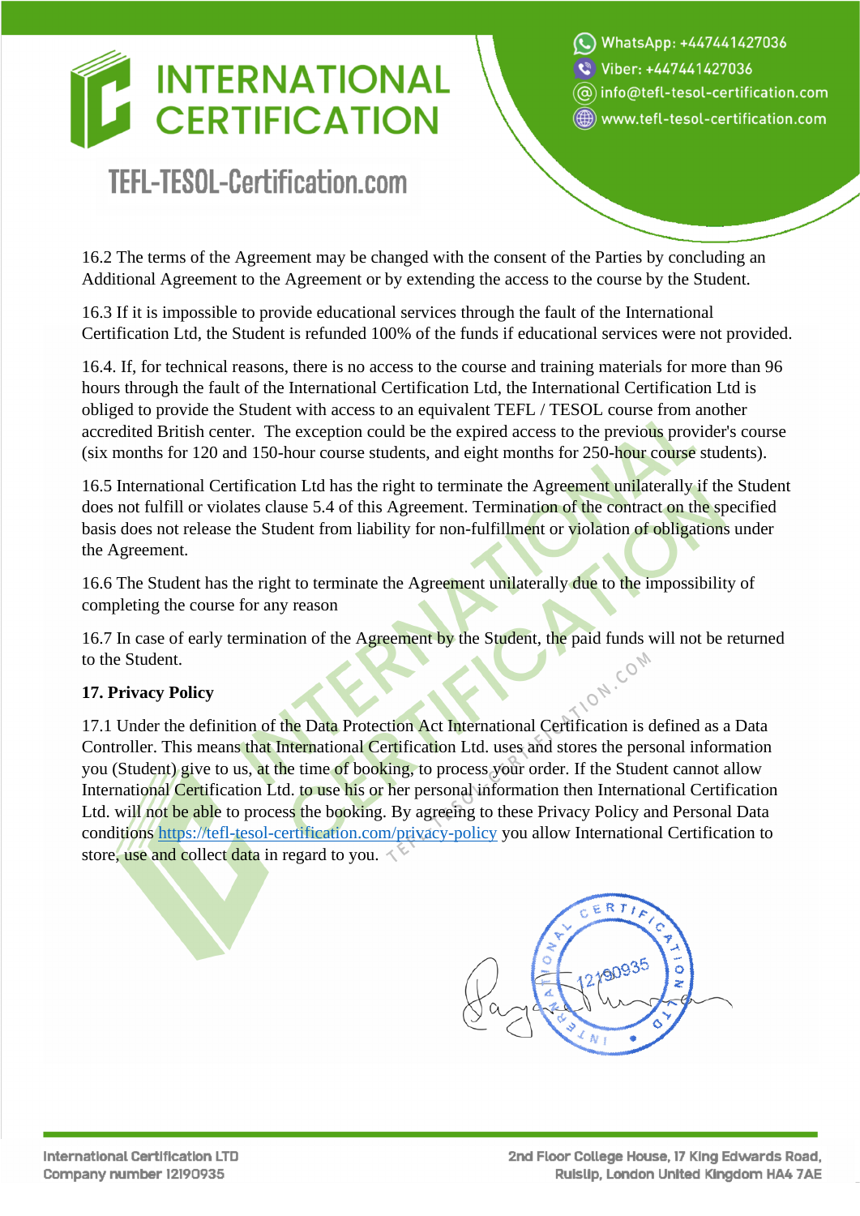16.2 The terms of the Agreement may be changed with the consent of the Parties by concluding an Additional Agreement to the Agreement or by extending the access to the course by the Student.

16.3 If it is impossible to provide educational services through the fault of the International Certification Ltd, the Student is refunded 100% of the funds if educational services were not provided.

16.4. If, for technical reasons, there is no access to the course and training materials for more than 96 hours through the fault of the International Certification Ltd, the International Certification Ltd is obliged to provide the Student with access to an equivalent TEFL / TESOL course from another accredited British center. The exception could be the expired access to the previous provider's course (six months for 120 and 150-hour course students, and eight months for 250-hour course students).

16.5 International Certification Ltd has the right to terminate the Agreement unilaterally if the Student does not fulfill or violates clause 5.4 of this Agreement. Termination of the contract on the specified basis does not release the Student from liability for non-fulfillment or violation of obligations under the Agreement.

16.6 The Student has the right to terminate the Agreement unilaterally due to the impossibility of completing the course for any reason

16.7 In case of early termination of the Agreement by the Student, the paid funds will not be returned to the Student.

**17. Privacy Policy**

17.1 Under the definition of the Data Protection Act International Certification is defined as a Data Controller. This means that International Certification Ltd. uses and stores the personal information you (Student) give to us, at the time of booking, to process your order. If the Student cannot allow International Certification Ltd. to use his or her personal information then International Certification Ltd. will not be able to process the booking. By agreeing to these Privacy Policy and Personal Data conditions https://tefl-tesol-certification.com/privacy-policy you allow International Certification to store, use and collect data in regard to you.